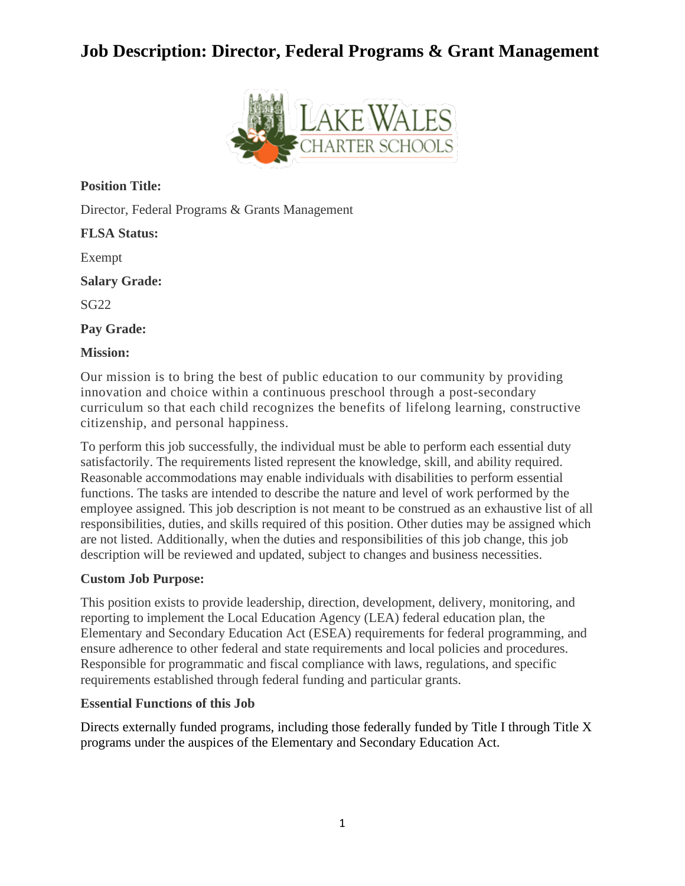# Job Description: Director, Federal Programs & Grant Management

**Position Title:**

Director, Federal Programs & Grants Management

**FLSA Status:**

Exempt

**Salary Grade:**

SG22

**Pay Grade:**

**Mission:**

Our mission is to bring the best of public education to our community by providing innovation and choice within a continuous preschool through a post-secondary curriculum so that each child recognizes the benefits of lifelong learning, constructive citizenship, and personal happiness.

To perform this job successfully, the individual must be able to perform each essential duty satisfactorily. The requirements listed represent the knowledge, skill, and ability required. Reasonable accommodations may enable individuals with disabilities to perform essential functions. The tasks are intended to describe the nature and level of work performed by the employee assigned. This job description is not meant to be construed as an exhaustive list of all responsibilities, duties, and skills required of this position. Other duties may be assigned which are not listed. Additionally, when the duties and responsibilities of this job change, this job description will be reviewed and updated, subject to changes and business necessities.

**Custom Job Purpose:**

This position exists to provide leadership, direction, development, delivery, monitoring, and reporting to implement the Local Education Agency (LEA) federal education plan, the Elementary and Secondary Education Act (ESEA) requirements for federal programming, and ensure adherence to other federal and state requirements and local policies and procedures. Responsible for programmatic and fiscal compliance with laws, regulations, and specific requirements established through federal funding and particular grants.

**Essential Functions of this Job**

Directs externally funded programs, including those federally funded by Title I through Title X programs under the auspices of the Elementary and Secondary Education Act.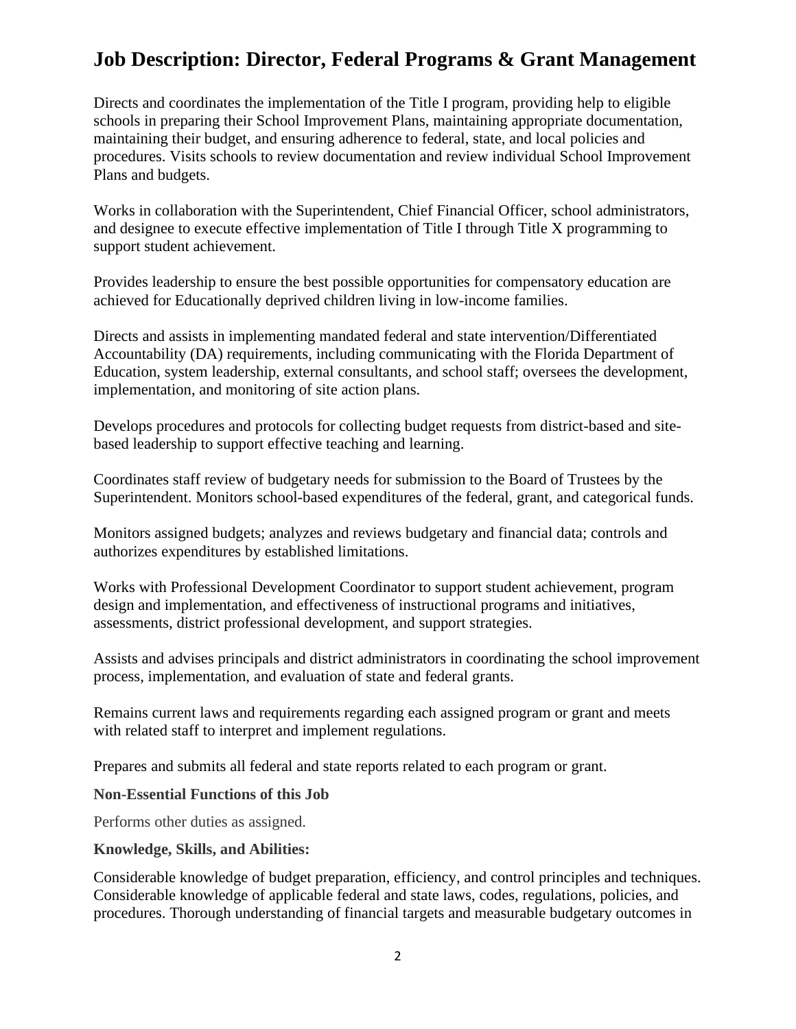# Job Description: Director, Federal Programs & Grant Management

Directs and coordinates the implementation of the Title I program, providing help to eligible schools in preparing their School Improvement Plans, maintaining appropriate documentation, maintaining their budget, and ensuring adherence to federal, state, and local policies and procedures. Visits schools to review documentation and review individual School Improvement Plans and budgets.

Works in collaboration with the Superintendent, Chief Financial Officer, school administrators, and designee to execute effective implementation of Title I through Title X programming to support student achievement.

Provides leadership to ensure the best possible opportunities for compensatory education are achieved for Educationally deprived children living in low-income families.

Directs and assists in implementing mandated federal and state intervention/Differentiated Accountability (DA) requirements, including communicating with the Florida Department of Education, system leadership, external consultants, and school staff; oversees the development, implementation, and monitoring of site action plans.

Develops procedures and protocols for collecting budget requests from district-based and site-based leadership to support effective teaching and learning.

Coordinates staff review of budgetary needs for submission to the Board of Trustees by the Superintendent. Monitors school-based expenditures of the federal, grant, and categorical funds.

Monitors assigned budgets; analyzes and reviews budgetary and financial data; controls and authorizes expenditures by established limitations.

Works with Professional Development Coordinator to support student achievement, program design and implementation, and effectiveness of instructional programs and initiatives, assessments, district professional development, and support strategies.

Assists and advises principals and district administrators in coordinating the school improvement process, implementation, and evaluation of state and federal grants.

Remains current laws and requirements regarding each assigned program or grant and meets with related staff to interpret and implement regulations.

Prepares and submits all federal and state reports related to each program or grant.

**Non-Essential Functions of this Job**

Performs other duties as assigned.

**Knowledge, Skills, and Abilities:**

Considerable knowledge of budget preparation, efficiency, and control principles and techniques. Considerable knowledge of applicable federal and state laws, codes, regulations, policies, and procedures. Thorough understanding of financial targets and measurable budgetary outcomes in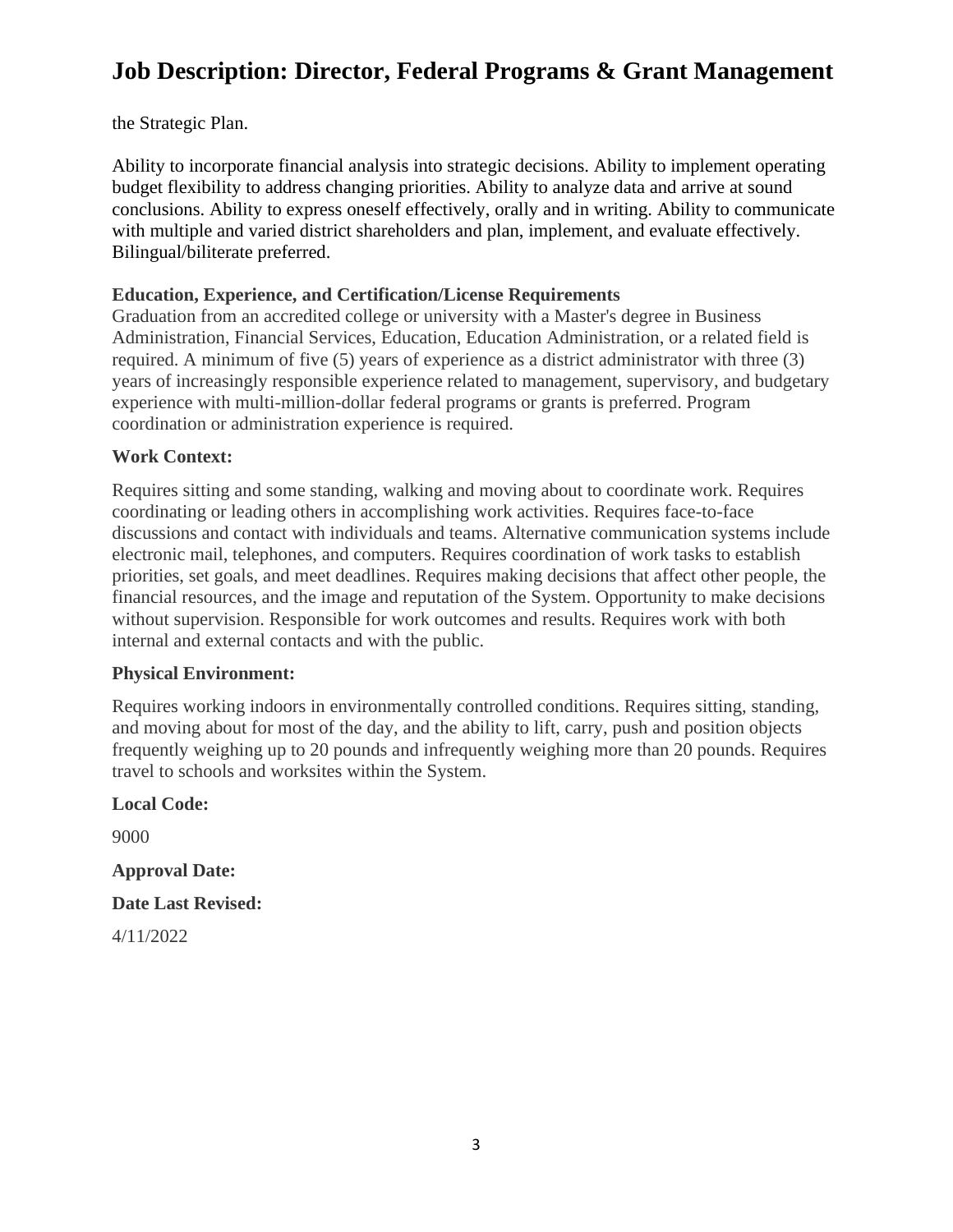the Strategic Plan.

Ability to incorporate financial analysis into strategic decisions. Ability to implement operating budget flexibility to address changing priorities. Ability to analyze data and arrive at sound conclusions. Ability to express oneself effectively, orally and in writing. Ability to communicate with multiple and varied district shareholders and plan, implement, and evaluate effectively. Bilingual/biliterate preferred.

**Education, Experience, and Certification/License Requirements**

Graduation from an accredited college or university with a Master's degree in Business Administration, Financial Services, Education, Education Administration, or a related field is required. A minimum of five (5) years of experience as a district administrator with three (3) years of increasingly responsible experience related to management, supervisory, and budgetary experience with multi-million-dollar federal programs or grants is preferred. Program coordination or administration experience is required.

**Work Context:**

Requires sitting and some standing, walking and moving about to coordinate work. Requires coordinating or leading others in accomplishing work activities. Requires face-to-face discussions and contact with individuals and teams. Alternative communication systems include electronic mail, telephones, and computers. Requires coordination of work tasks to establish priorities, set goals, and meet deadlines. Requires making decisions that affect other people, the financial resources, and the image and reputation of the System. Opportunity to make decisions without supervision. Responsible for work outcomes and results. Requires work with both internal and external contacts and with the public.

**Physical Environment:**

Requires working indoors in environmentally controlled conditions. Requires sitting, standing, and moving about for most of the day, and the ability to lift, carry, push and position objects frequently weighing up to 20 pounds and infrequently weighing more than 20 pounds. Requires travel to schools and worksites within the System.

**Local Code:**

9000

**Approval Date:**

**Date Last Revised:**

4/11/2022